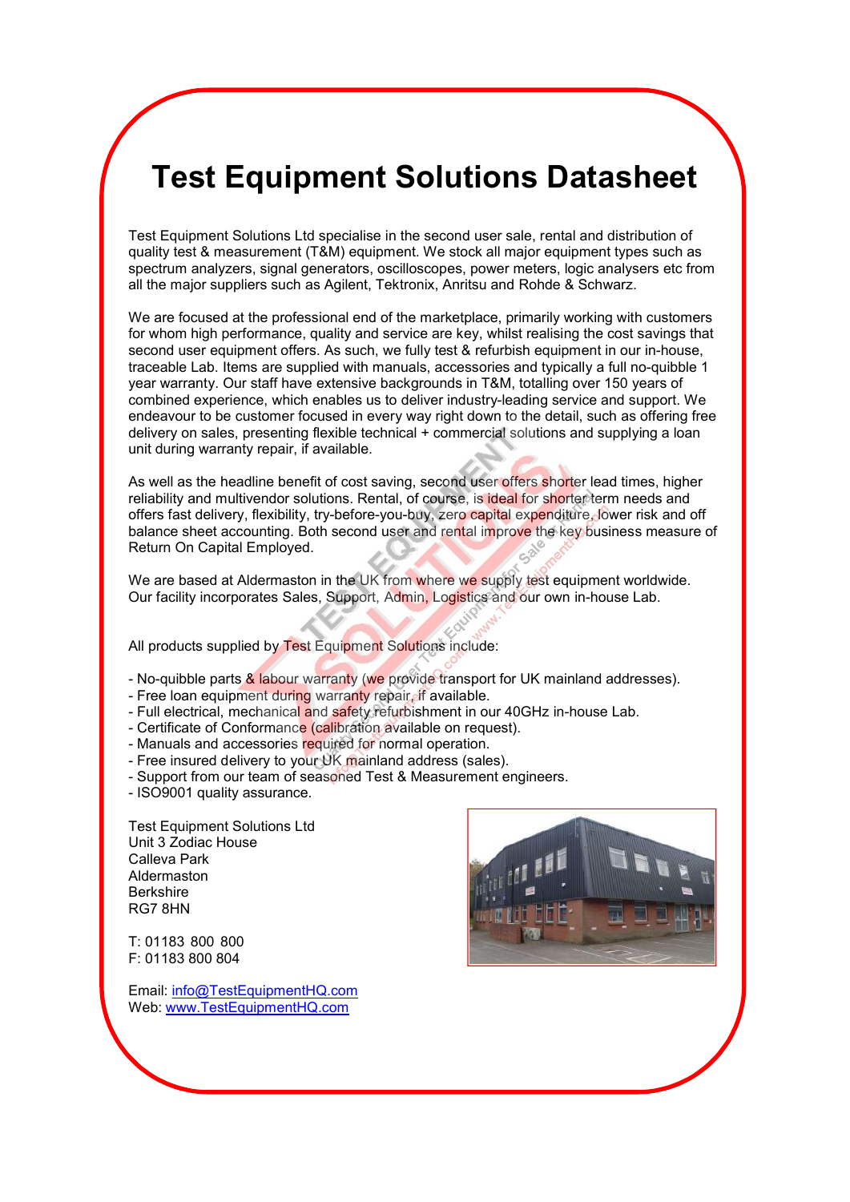# Test Equipment Solutions Datasheet

Test Equipment Solutions Ltd specialise in the second user sale, rental and distribution of quality test & measurement (T&M) equipment. We stock all major equipment types such as spectrum analyzers, signal generators, oscilloscopes, power meters, logic analysers etc from all the major suppliers such as Agilent, Tektronix, Anritsu and Rohde & Schwarz.

We are focused at the professional end of the marketplace, primarily working with customers for whom high performance, quality and service are key, whilst realising the cost savings that second user equipment offers. As such, we fully test & refurbish equipment in our in-house, traceable Lab. Items are supplied with manuals, accessories and typically a full no-quibble 1 year warranty. Our staff have extensive backgrounds in T&M, totalling over 150 years of combined experience, which enables us to deliver industry-leading service and support. We endeavour to be customer focused in every way right down to the detail, such as offering free delivery on sales, presenting flexible technical + commercial solutions and supplying a loan unit during warranty repair, if available.

As well as the headline benefit of cost saving, second user offers shorter lead times, higher reliability and multivendor solutions. Rental, of course, is ideal for shorter term needs and offers fast delivery, flexibility, try-before-you-buy, zero capital expenditure, lower risk and off balance sheet accounting. Both second user and rental improve the key business measure of Return On Capital Employed.

We are based at Aldermaston in the UK from where we supply test equipment worldwide. Our facility incorporates Sales, Support, Admin, Logistics and our own in-house Lab.

All products supplied by Test Equipment Solutions include:

- No-quibble parts & labour warranty (we provide transport for UK mainland addresses).
- Free loan equipment during warranty repair, if available.
- Full electrical, mechanical and safety refurbishment in our 40GHz in-house Lab.
- Certificate of Conformance (calibration available on request).
- Manuals and accessories required for normal operation.
- Free insured delivery to your UK mainland address (sales).
- Support from our team of seasoned Test & Measurement engineers.
- ISO9001 quality assurance.

Test Equipment Solutions Ltd
Unit 3 Zodiac House
Calleva Park
Aldermaston
Berkshire
RG7 8HN

T: 01183 800 800
F: 01183 800 804

Email: info@TestEquipmentHQ.com
Web: www.TestEquipmentHQ.com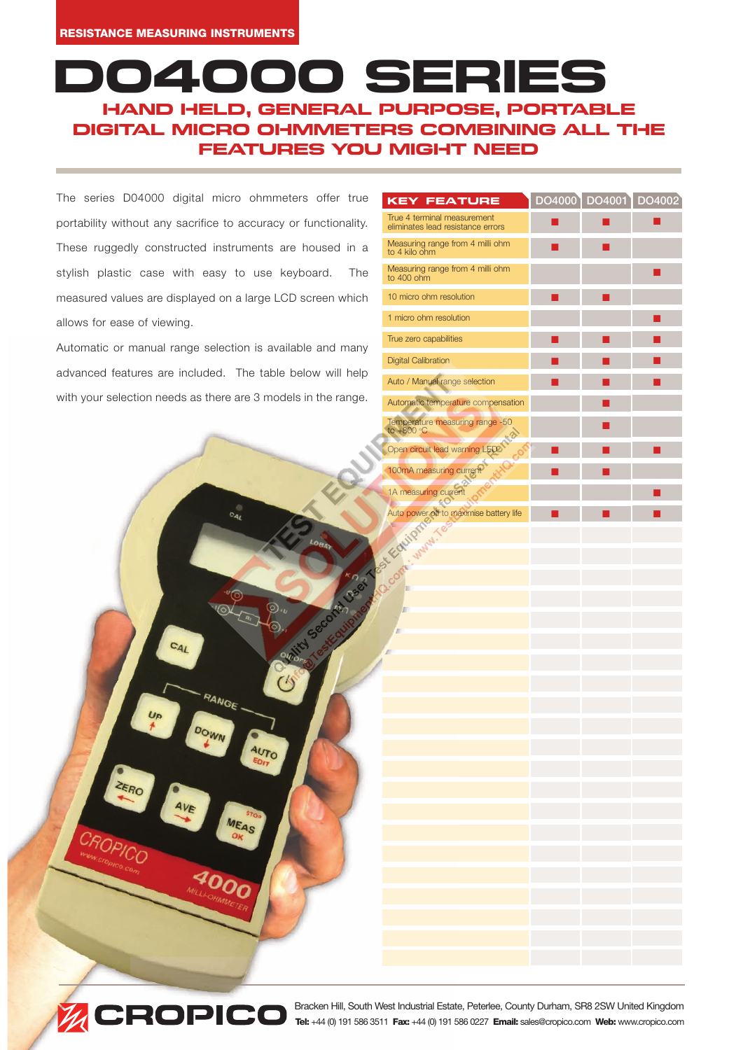RESISTANCE MEASURING INSTRUMENTS

# D04000 SERIES

## HAND HELD, GENERAL PURPOSE, PORTABLE DIGITAL MICRO OHMMETERS COMBINING ALL THE FEATURES YOU MIGHT NEED

The series D04000 digital micro ohmmeters offer true portability without any sacrifice to accuracy or functionality. These ruggedly constructed instruments are housed in a stylish plastic case with easy to use keyboard. The measured values are displayed on a large LCD screen which allows for ease of viewing.

Automatic or manual range selection is available and many advanced features are included. The table below will help with your selection needs as there are 3 models in the range.

| KEY FEATURE | DO4000 | DO4001 | DO4002 |
|---|---|---|---|
| True 4 terminal measurement eliminates lead resistance errors | ■ | ■ | ■ |
| Measuring range from 4 milli ohm to 4 kilo ohm | ■ | ■ | |
| Measuring range from 4 milli ohm to 400 ohm | | | ■ |
| 10 micro ohm resolution | ■ | ■ | |
| 1 micro ohm resolution | | | ■ |
| True zero capabilities | ■ | ■ | ■ |
| Digital Calibration | ■ | ■ | ■ |
| Auto / Manual range selection | ■ | ■ | ■ |
| Automatic temperature compensation | | ■ | |
| Temperature measuring range -50 to +800 °C | | ■ | |
| Open circuit lead warning LED | ■ | ■ | ■ |
| 100mA measuring current | ■ | ■ | |
| 1A measuring current | | | ■ |
| Auto power off to maximise battery life | ■ | ■ | ■ |

CROPICO

Bracken Hill, South West Industrial Estate, Peterlee, County Durham, SR8 2SW United Kingdom
**Tel:** +44 (0) 191 586 3511 **Fax:** +44 (0) 191 586 0227 **Email:** sales@cropico.com **Web:** www.cropico.com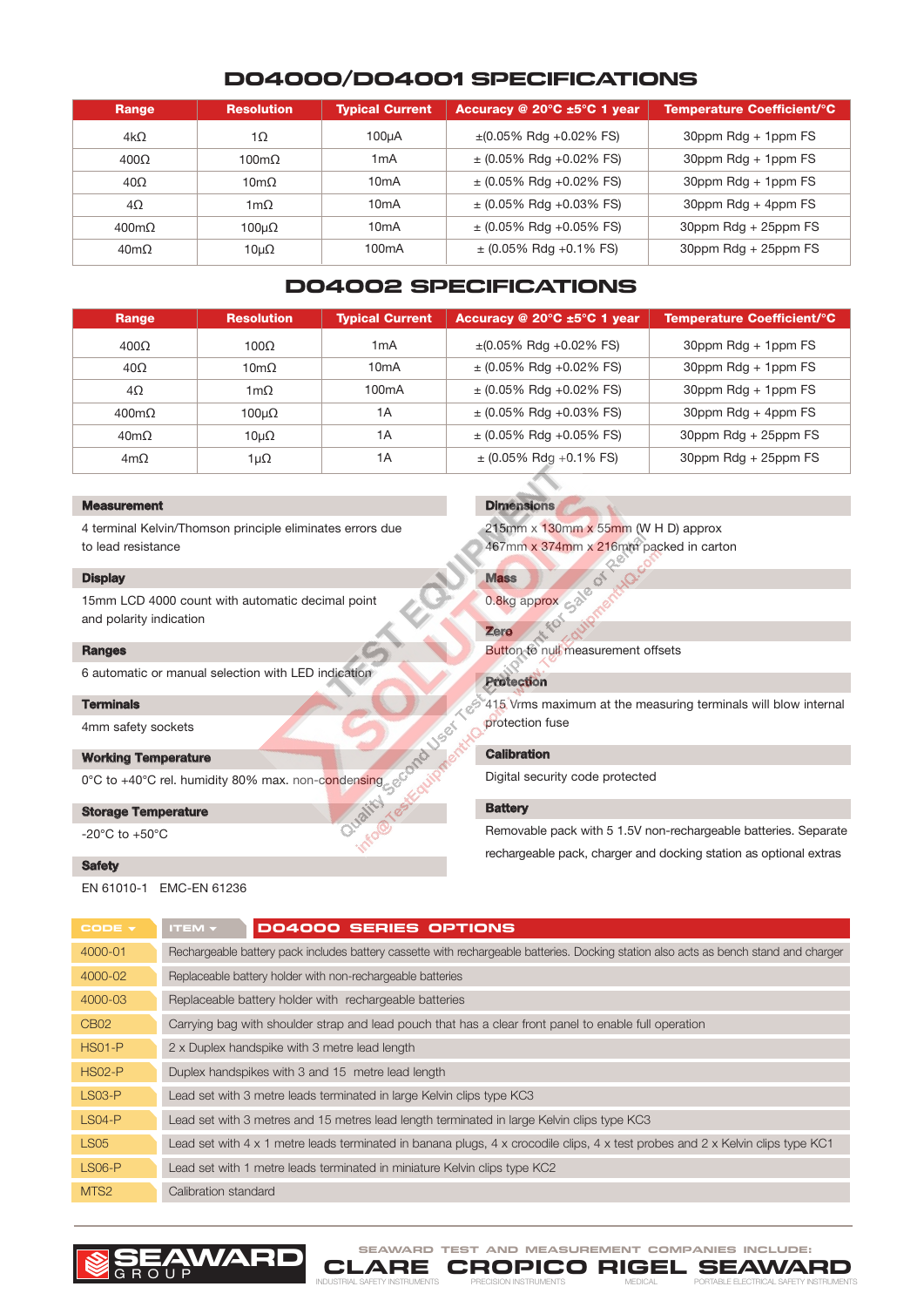# DO4000/DO4001 SPECIFICATIONS

| Range | Resolution | Typical Current | Accuracy @ 20°C ±5°C 1 year | Temperature Coefficient/°C |
|---|---|---|---|---|
| 4kΩ | 1Ω | 100μA | ±(0.05% Rdg +0.02% FS) | 30ppm Rdg + 1ppm FS |
| 400Ω | 100mΩ | 1mA | ± (0.05% Rdg +0.02% FS) | 30ppm Rdg + 1ppm FS |
| 40Ω | 10mΩ | 10mA | ± (0.05% Rdg +0.02% FS) | 30ppm Rdg + 1ppm FS |
| 4Ω | 1mΩ | 10mA | ± (0.05% Rdg +0.03% FS) | 30ppm Rdg + 4ppm FS |
| 400mΩ | 100μΩ | 10mA | ± (0.05% Rdg +0.05% FS) | 30ppm Rdg + 25ppm FS |
| 40mΩ | 10μΩ | 100mA | ± (0.05% Rdg +0.1% FS) | 30ppm Rdg + 25ppm FS |

# DO4002 SPECIFICATIONS

| Range | Resolution | Typical Current | Accuracy @ 20°C ±5°C 1 year | Temperature Coefficient/°C |
|---|---|---|---|---|
| 400Ω | 100Ω | 1mA | ±(0.05% Rdg +0.02% FS) | 30ppm Rdg + 1ppm FS |
| 40Ω | 10mΩ | 10mA | ± (0.05% Rdg +0.02% FS) | 30ppm Rdg + 1ppm FS |
| 4Ω | 1mΩ | 100mA | ± (0.05% Rdg +0.02% FS) | 30ppm Rdg + 1ppm FS |
| 400mΩ | 100μΩ | 1A | ± (0.05% Rdg +0.03% FS) | 30ppm Rdg + 4ppm FS |
| 40mΩ | 10μΩ | 1A | ± (0.05% Rdg +0.05% FS) | 30ppm Rdg + 25ppm FS |
| 4mΩ | 1μΩ | 1A | ± (0.05% Rdg +0.1% FS) | 30ppm Rdg + 25ppm FS |

**Measurement**

4 terminal Kelvin/Thomson principle eliminates errors due to lead resistance

**Display**

15mm LCD 4000 count with automatic decimal point and polarity indication

**Ranges**

6 automatic or manual selection with LED indication

**Terminals**

4mm safety sockets

**Working Temperature**

0°C to +40°C rel. humidity 80% max. non-condensing

**Storage Temperature**

-20°C to +50°C

**Safety**

EN 61010-1 EMC-EN 61236

**Dimensions**

215mm x 130mm x 55mm (W H D) approx
467mm x 374mm x 216mm packed in carton

**Mass**

0.8kg approx

**Zero**

Button to null measurement offsets

**Protection**

415 Vrms maximum at the measuring terminals will blow internal protection fuse

**Calibration**

Digital security code protected

**Battery**

Removable pack with 5 1.5V non-rechargeable batteries. Separate rechargeable pack, charger and docking station as optional extras

| CODE | ITEM – DO4000 SERIES OPTIONS |
|---|---|
| 4000-01 | Rechargeable battery pack includes battery cassette with rechargeable batteries. Docking station also acts as bench stand and charger |
| 4000-02 | Replaceable battery holder with non-rechargeable batteries |
| 4000-03 | Replaceable battery holder with rechargeable batteries |
| CB02 | Carrying bag with shoulder strap and lead pouch that has a clear front panel to enable full operation |
| HS01-P | 2 x Duplex handspike with 3 metre lead length |
| HS02-P | Duplex handspikes with 3 and 15 metre lead length |
| LS03-P | Lead set with 3 metre leads terminated in large Kelvin clips type KC3 |
| LS04-P | Lead set with 3 metres and 15 metres lead length terminated in large Kelvin clips type KC3 |
| LS05 | Lead set with 4 x 1 metre leads terminated in banana plugs, 4 x crocodile clips, 4 x test probes and 2 x Kelvin clips type KC1 |
| LS06-P | Lead set with 1 metre leads terminated in miniature Kelvin clips type KC2 |
| MTS2 | Calibration standard |

SEAWARD GROUP

SEAWARD TEST AND MEASUREMENT COMPANIES INCLUDE:
CLARE – INDUSTRIAL SAFETY INSTRUMENTS
CROPICO – PRECISION INSTRUMENTS
RIGEL – MEDICAL
SEAWARD – PORTABLE ELECTRICAL SAFETY INSTRUMENTS